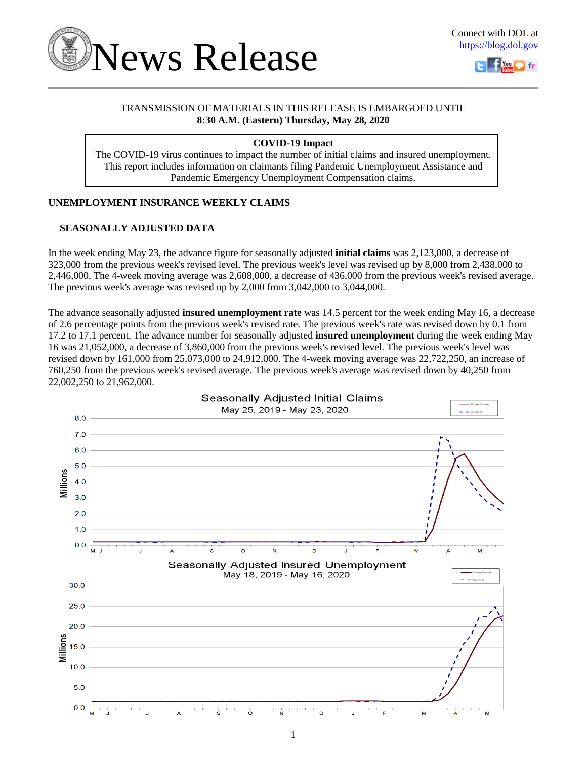# News Release

Connect with DOL at https://blog.dol.gov

TRANSMISSION OF MATERIALS IN THIS RELEASE IS EMBARGOED UNTIL
**8:30 A.M. (Eastern) Thursday, May 28, 2020**

**COVID-19 Impact**
The COVID-19 virus continues to impact the number of initial claims and insured unemployment. This report includes information on claimants filing Pandemic Unemployment Assistance and Pandemic Emergency Unemployment Compensation claims.

## UNEMPLOYMENT INSURANCE WEEKLY CLAIMS

### SEASONALLY ADJUSTED DATA

In the week ending May 23, the advance figure for seasonally adjusted **initial claims** was 2,123,000, a decrease of 323,000 from the previous week's revised level. The previous week's level was revised up by 8,000 from 2,438,000 to 2,446,000. The 4-week moving average was 2,608,000, a decrease of 436,000 from the previous week's revised average. The previous week's average was revised up by 2,000 from 3,042,000 to 3,044,000.

The advance seasonally adjusted **insured unemployment rate** was 14.5 percent for the week ending May 16, a decrease of 2.6 percentage points from the previous week's revised rate. The previous week's rate was revised down by 0.1 from 17.2 to 17.1 percent. The advance number for seasonally adjusted **insured unemployment** during the week ending May 16 was 21,052,000, a decrease of 3,860,000 from the previous week's revised level. The previous week's level was revised down by 161,000 from 25,073,000 to 24,912,000. The 4-week moving average was 22,722,250, an increase of 760,250 from the previous week's revised average. The previous week's average was revised down by 40,250 from 22,002,250 to 21,962,000.

Seasonally Adjusted Initial Claims
May 25, 2019 - May 23, 2020

Seasonally Adjusted Insured Unemployment
May 18, 2019 - May 16, 2020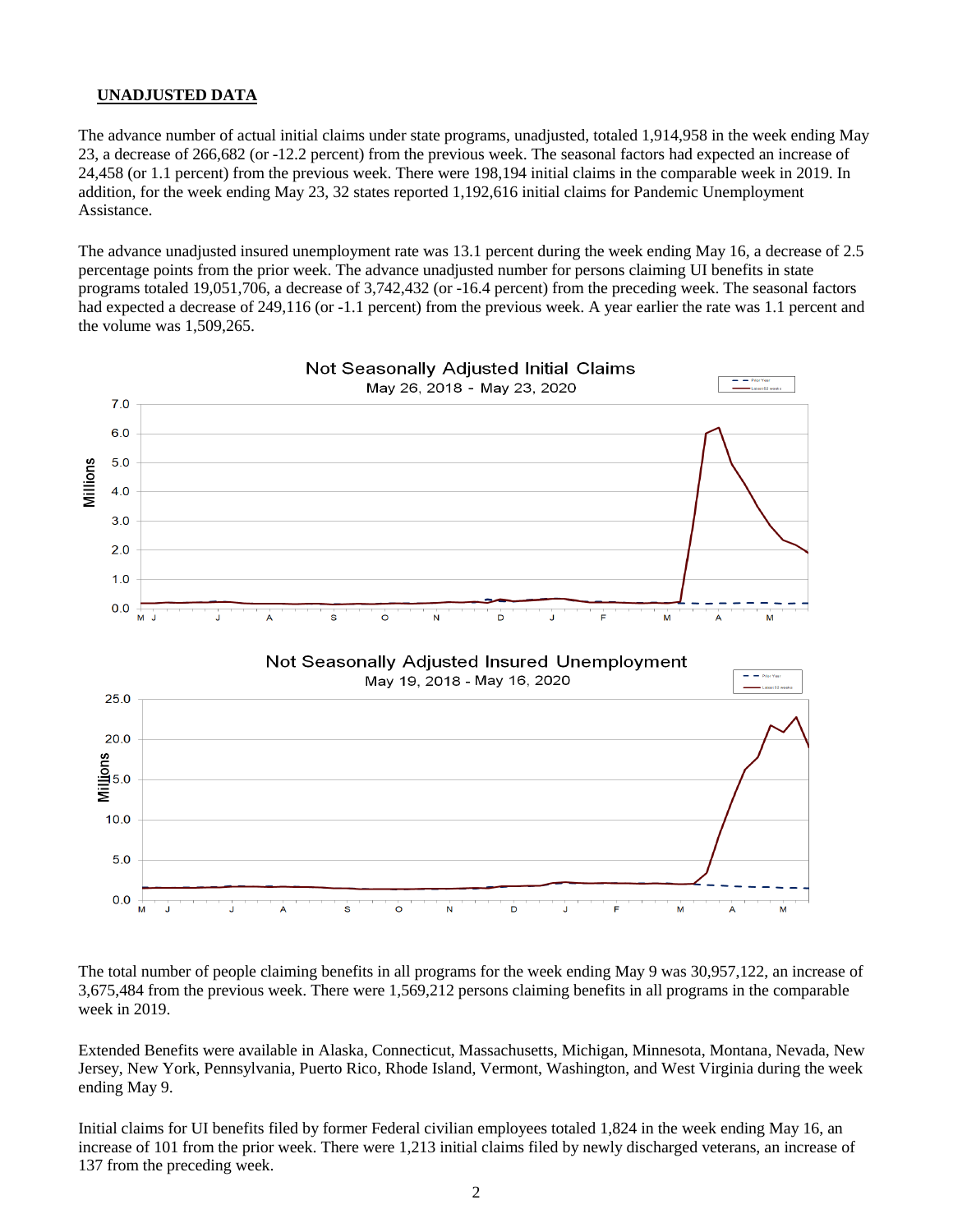## UNADJUSTED DATA

The advance number of actual initial claims under state programs, unadjusted, totaled 1,914,958 in the week ending May 23, a decrease of 266,682 (or -12.2 percent) from the previous week. The seasonal factors had expected an increase of 24,458 (or 1.1 percent) from the previous week. There were 198,194 initial claims in the comparable week in 2019. In addition, for the week ending May 23, 32 states reported 1,192,616 initial claims for Pandemic Unemployment Assistance.

The advance unadjusted insured unemployment rate was 13.1 percent during the week ending May 16, a decrease of 2.5 percentage points from the prior week. The advance unadjusted number for persons claiming UI benefits in state programs totaled 19,051,706, a decrease of 3,742,432 (or -16.4 percent) from the preceding week. The seasonal factors had expected a decrease of 249,116 (or -1.1 percent) from the previous week. A year earlier the rate was 1.1 percent and the volume was 1,509,265.

**Not Seasonally Adjusted Initial Claims**
May 26, 2018 - May 23, 2020

**Not Seasonally Adjusted Insured Unemployment**
May 19, 2018 - May 16, 2020

The total number of people claiming benefits in all programs for the week ending May 9 was 30,957,122, an increase of 3,675,484 from the previous week. There were 1,569,212 persons claiming benefits in all programs in the comparable week in 2019.

Extended Benefits were available in Alaska, Connecticut, Massachusetts, Michigan, Minnesota, Montana, Nevada, New Jersey, New York, Pennsylvania, Puerto Rico, Rhode Island, Vermont, Washington, and West Virginia during the week ending May 9.

Initial claims for UI benefits filed by former Federal civilian employees totaled 1,824 in the week ending May 16, an increase of 101 from the prior week. There were 1,213 initial claims filed by newly discharged veterans, an increase of 137 from the preceding week.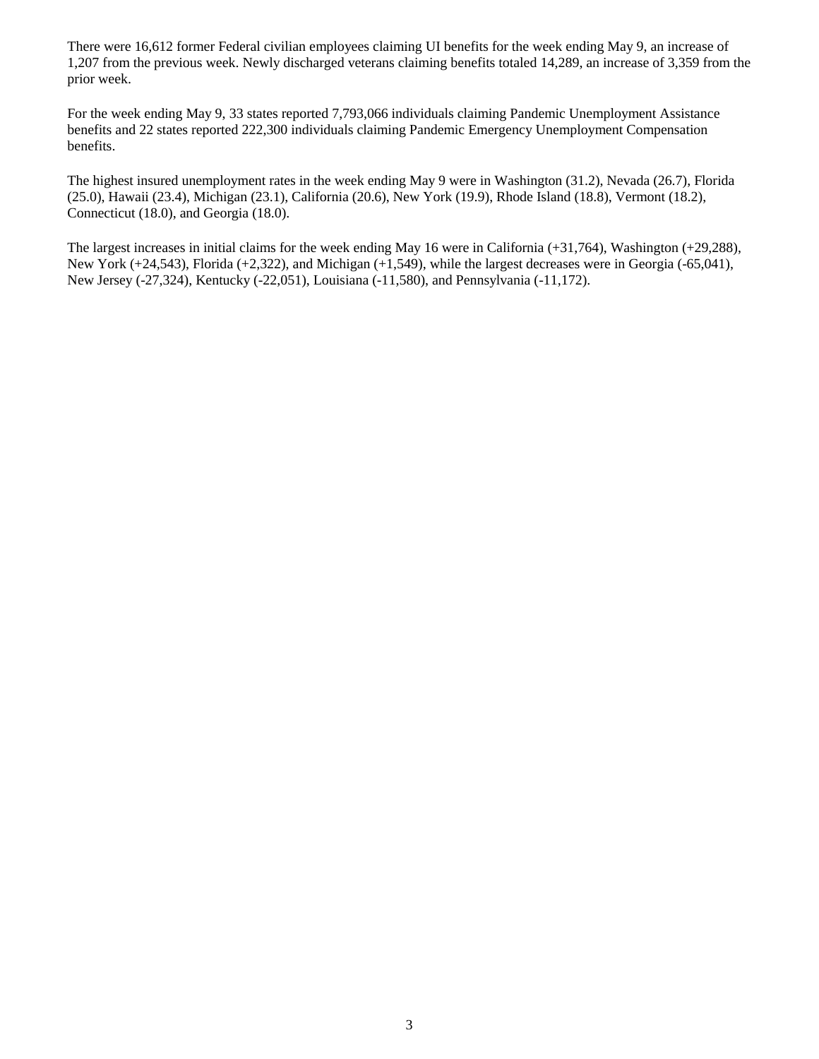There were 16,612 former Federal civilian employees claiming UI benefits for the week ending May 9, an increase of 1,207 from the previous week. Newly discharged veterans claiming benefits totaled 14,289, an increase of 3,359 from the prior week.

For the week ending May 9, 33 states reported 7,793,066 individuals claiming Pandemic Unemployment Assistance benefits and 22 states reported 222,300 individuals claiming Pandemic Emergency Unemployment Compensation benefits.

The highest insured unemployment rates in the week ending May 9 were in Washington (31.2), Nevada (26.7), Florida (25.0), Hawaii (23.4), Michigan (23.1), California (20.6), New York (19.9), Rhode Island (18.8), Vermont (18.2), Connecticut (18.0), and Georgia (18.0).

The largest increases in initial claims for the week ending May 16 were in California (+31,764), Washington (+29,288), New York (+24,543), Florida (+2,322), and Michigan (+1,549), while the largest decreases were in Georgia (-65,041), New Jersey (-27,324), Kentucky (-22,051), Louisiana (-11,580), and Pennsylvania (-11,172).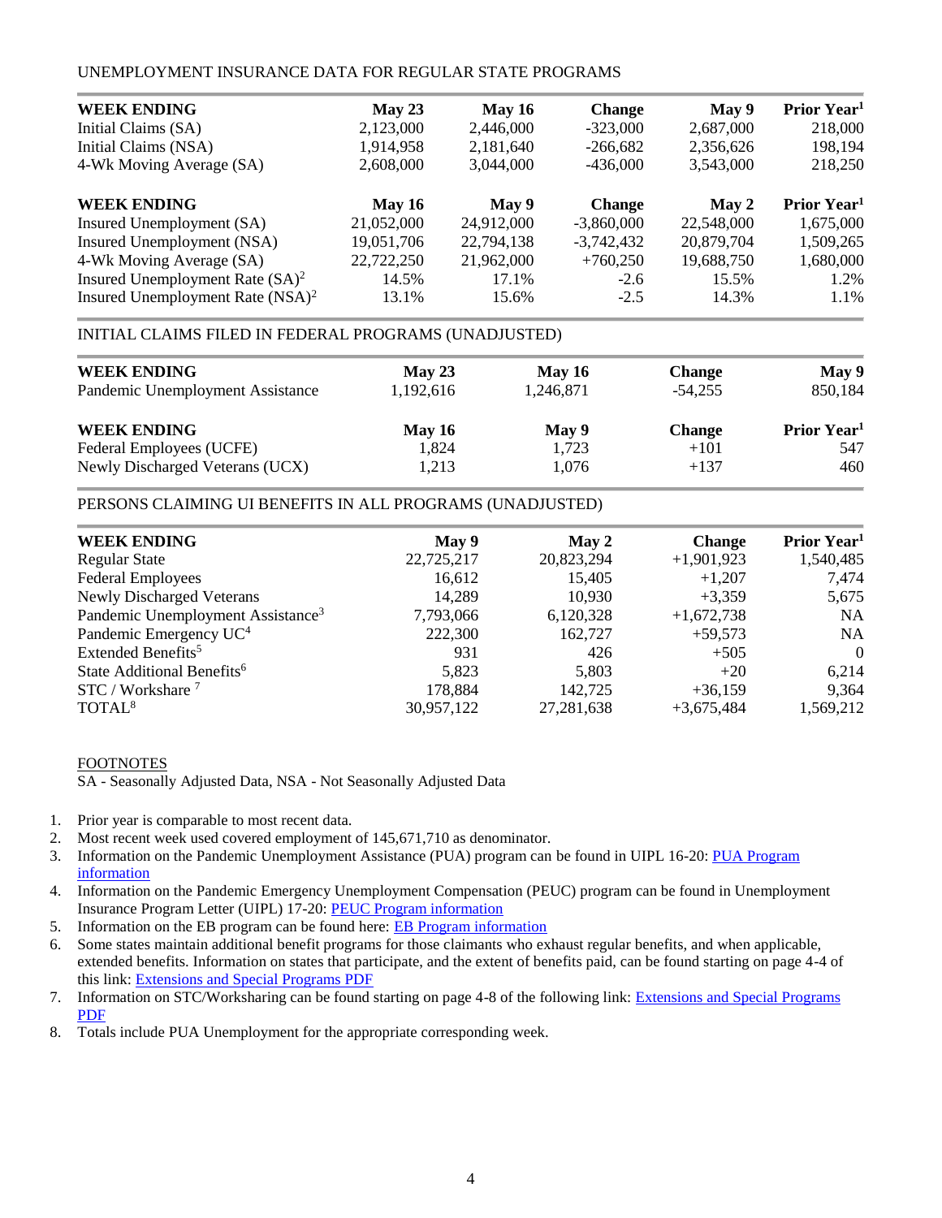UNEMPLOYMENT INSURANCE DATA FOR REGULAR STATE PROGRAMS

| WEEK ENDING | May 23 | May 16 | Change | May 9 | Prior Year[1] |
|---|---|---|---|---|---|
| Initial Claims (SA) | 2,123,000 | 2,446,000 | -323,000 | 2,687,000 | 218,000 |
| Initial Claims (NSA) | 1,914,958 | 2,181,640 | -266,682 | 2,356,626 | 198,194 |
| 4-Wk Moving Average (SA) | 2,608,000 | 3,044,000 | -436,000 | 3,543,000 | 218,250 |

| WEEK ENDING | May 16 | May 9 | Change | May 2 | Prior Year[1] |
|---|---|---|---|---|---|
| Insured Unemployment (SA) | 21,052,000 | 24,912,000 | -3,860,000 | 22,548,000 | 1,675,000 |
| Insured Unemployment (NSA) | 19,051,706 | 22,794,138 | -3,742,432 | 20,879,704 | 1,509,265 |
| 4-Wk Moving Average (SA) | 22,722,250 | 21,962,000 | +760,250 | 19,688,750 | 1,680,000 |
| Insured Unemployment Rate (SA)[2] | 14.5% | 17.1% | -2.6 | 15.5% | 1.2% |
| Insured Unemployment Rate (NSA)[2] | 13.1% | 15.6% | -2.5 | 14.3% | 1.1% |

INITIAL CLAIMS FILED IN FEDERAL PROGRAMS (UNADJUSTED)

| WEEK ENDING | May 23 | May 16 | Change | May 9 |
|---|---|---|---|---|
| Pandemic Unemployment Assistance | 1,192,616 | 1,246,871 | -54,255 | 850,184 |

| WEEK ENDING | May 16 | May 9 | Change | Prior Year[1] |
|---|---|---|---|---|
| Federal Employees (UCFE) | 1,824 | 1,723 | +101 | 547 |
| Newly Discharged Veterans (UCX) | 1,213 | 1,076 | +137 | 460 |

PERSONS CLAIMING UI BENEFITS IN ALL PROGRAMS (UNADJUSTED)

| WEEK ENDING | May 9 | May 2 | Change | Prior Year[1] |
|---|---|---|---|---|
| Regular State | 22,725,217 | 20,823,294 | +1,901,923 | 1,540,485 |
| Federal Employees | 16,612 | 15,405 | +1,207 | 7,474 |
| Newly Discharged Veterans | 14,289 | 10,930 | +3,359 | 5,675 |
| Pandemic Unemployment Assistance[3] | 7,793,066 | 6,120,328 | +1,672,738 | NA |
| Pandemic Emergency UC[4] | 222,300 | 162,727 | +59,573 | NA |
| Extended Benefits[5] | 931 | 426 | +505 | 0 |
| State Additional Benefits[6] | 5,823 | 5,803 | +20 | 6,214 |
| STC / Workshare [7] | 178,884 | 142,725 | +36,159 | 9,364 |
| TOTAL[8] | 30,957,122 | 27,281,638 | +3,675,484 | 1,569,212 |

FOOTNOTES

SA - Seasonally Adjusted Data, NSA - Not Seasonally Adjusted Data

1. Prior year is comparable to most recent data.
2. Most recent week used covered employment of 145,671,710 as denominator.
3. Information on the Pandemic Unemployment Assistance (PUA) program can be found in UIPL 16-20: PUA Program information
4. Information on the Pandemic Emergency Unemployment Compensation (PEUC) program can be found in Unemployment Insurance Program Letter (UIPL) 17-20: PEUC Program information
5. Information on the EB program can be found here: EB Program information
6. Some states maintain additional benefit programs for those claimants who exhaust regular benefits, and when applicable, extended benefits. Information on states that participate, and the extent of benefits paid, can be found starting on page 4-4 of this link: Extensions and Special Programs PDF
7. Information on STC/Worksharing can be found starting on page 4-8 of the following link: Extensions and Special Programs PDF
8. Totals include PUA Unemployment for the appropriate corresponding week.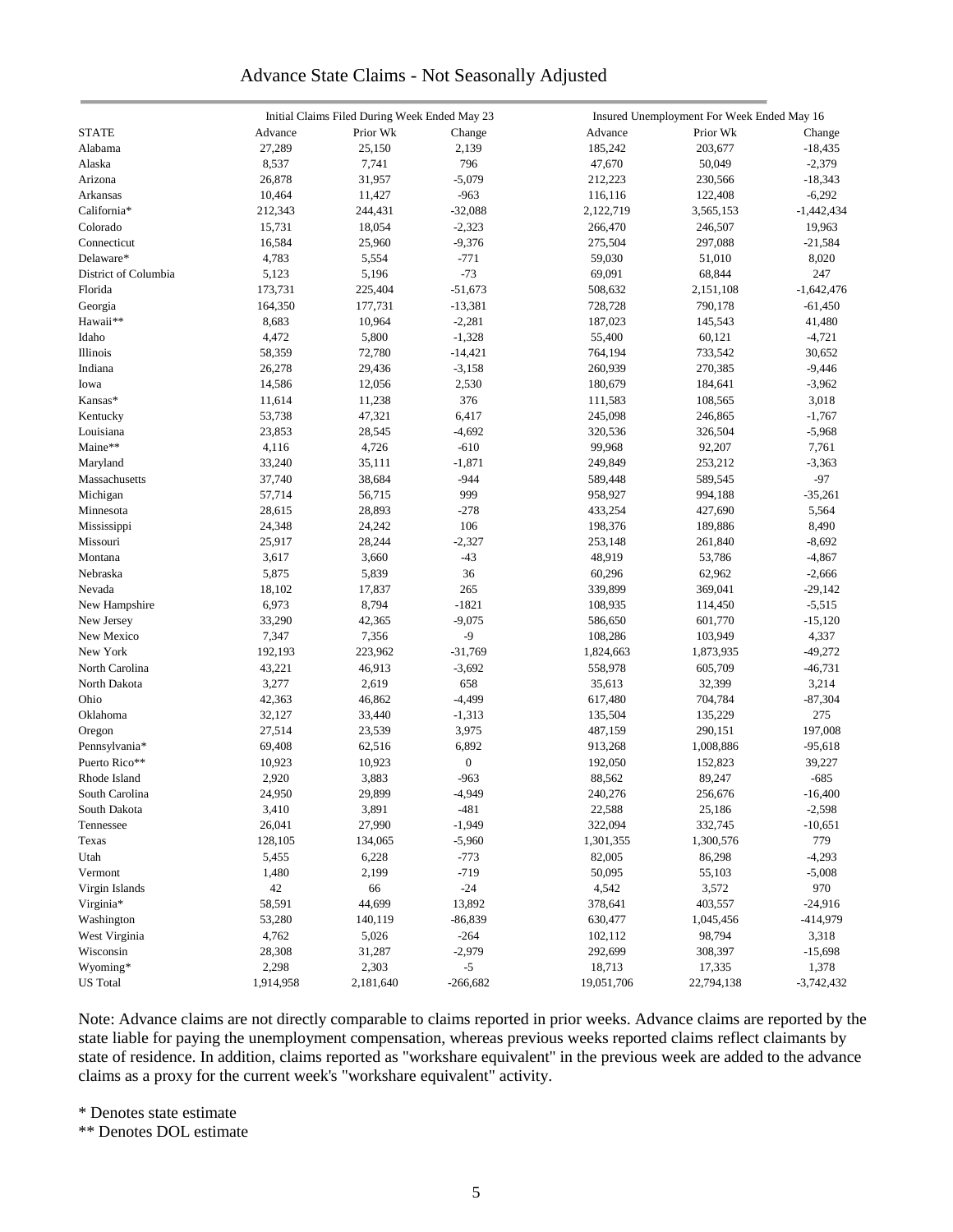# Advance State Claims - Not Seasonally Adjusted

| STATE | Initial Claims Filed During Week Ended May 23 | | | Insured Unemployment For Week Ended May 16 | | |
|---|---|---|---|---|---|---|
| | Advance | Prior Wk | Change | Advance | Prior Wk | Change |
| Alabama | 27,289 | 25,150 | 2,139 | 185,242 | 203,677 | -18,435 |
| Alaska | 8,537 | 7,741 | 796 | 47,670 | 50,049 | -2,379 |
| Arizona | 26,878 | 31,957 | -5,079 | 212,223 | 230,566 | -18,343 |
| Arkansas | 10,464 | 11,427 | -963 | 116,116 | 122,408 | -6,292 |
| California* | 212,343 | 244,431 | -32,088 | 2,122,719 | 3,565,153 | -1,442,434 |
| Colorado | 15,731 | 18,054 | -2,323 | 266,470 | 246,507 | 19,963 |
| Connecticut | 16,584 | 25,960 | -9,376 | 275,504 | 297,088 | -21,584 |
| Delaware* | 4,783 | 5,554 | -771 | 59,030 | 51,010 | 8,020 |
| District of Columbia | 5,123 | 5,196 | -73 | 69,091 | 68,844 | 247 |
| Florida | 173,731 | 225,404 | -51,673 | 508,632 | 2,151,108 | -1,642,476 |
| Georgia | 164,350 | 177,731 | -13,381 | 728,728 | 790,178 | -61,450 |
| Hawaii** | 8,683 | 10,964 | -2,281 | 187,023 | 145,543 | 41,480 |
| Idaho | 4,472 | 5,800 | -1,328 | 55,400 | 60,121 | -4,721 |
| Illinois | 58,359 | 72,780 | -14,421 | 764,194 | 733,542 | 30,652 |
| Indiana | 26,278 | 29,436 | -3,158 | 260,939 | 270,385 | -9,446 |
| Iowa | 14,586 | 12,056 | 2,530 | 180,679 | 184,641 | -3,962 |
| Kansas* | 11,614 | 11,238 | 376 | 111,583 | 108,565 | 3,018 |
| Kentucky | 53,738 | 47,321 | 6,417 | 245,098 | 246,865 | -1,767 |
| Louisiana | 23,853 | 28,545 | -4,692 | 320,536 | 326,504 | -5,968 |
| Maine** | 4,116 | 4,726 | -610 | 99,968 | 92,207 | 7,761 |
| Maryland | 33,240 | 35,111 | -1,871 | 249,849 | 253,212 | -3,363 |
| Massachusetts | 37,740 | 38,684 | -944 | 589,448 | 589,545 | -97 |
| Michigan | 57,714 | 56,715 | 999 | 958,927 | 994,188 | -35,261 |
| Minnesota | 28,615 | 28,893 | -278 | 433,254 | 427,690 | 5,564 |
| Mississippi | 24,348 | 24,242 | 106 | 198,376 | 189,886 | 8,490 |
| Missouri | 25,917 | 28,244 | -2,327 | 253,148 | 261,840 | -8,692 |
| Montana | 3,617 | 3,660 | -43 | 48,919 | 53,786 | -4,867 |
| Nebraska | 5,875 | 5,839 | 36 | 60,296 | 62,962 | -2,666 |
| Nevada | 18,102 | 17,837 | 265 | 339,899 | 369,041 | -29,142 |
| New Hampshire | 6,973 | 8,794 | -1821 | 108,935 | 114,450 | -5,515 |
| New Jersey | 33,290 | 42,365 | -9,075 | 586,650 | 601,770 | -15,120 |
| New Mexico | 7,347 | 7,356 | -9 | 108,286 | 103,949 | 4,337 |
| New York | 192,193 | 223,962 | -31,769 | 1,824,663 | 1,873,935 | -49,272 |
| North Carolina | 43,221 | 46,913 | -3,692 | 558,978 | 605,709 | -46,731 |
| North Dakota | 3,277 | 2,619 | 658 | 35,613 | 32,399 | 3,214 |
| Ohio | 42,363 | 46,862 | -4,499 | 617,480 | 704,784 | -87,304 |
| Oklahoma | 32,127 | 33,440 | -1,313 | 135,504 | 135,229 | 275 |
| Oregon | 27,514 | 23,539 | 3,975 | 487,159 | 290,151 | 197,008 |
| Pennsylvania* | 69,408 | 62,516 | 6,892 | 913,268 | 1,008,886 | -95,618 |
| Puerto Rico** | 10,923 | 10,923 | 0 | 192,050 | 152,823 | 39,227 |
| Rhode Island | 2,920 | 3,883 | -963 | 88,562 | 89,247 | -685 |
| South Carolina | 24,950 | 29,899 | -4,949 | 240,276 | 256,676 | -16,400 |
| South Dakota | 3,410 | 3,891 | -481 | 22,588 | 25,186 | -2,598 |
| Tennessee | 26,041 | 27,990 | -1,949 | 322,094 | 332,745 | -10,651 |
| Texas | 128,105 | 134,065 | -5,960 | 1,301,355 | 1,300,576 | 779 |
| Utah | 5,455 | 6,228 | -773 | 82,005 | 86,298 | -4,293 |
| Vermont | 1,480 | 2,199 | -719 | 50,095 | 55,103 | -5,008 |
| Virgin Islands | 42 | 66 | -24 | 4,542 | 3,572 | 970 |
| Virginia* | 58,591 | 44,699 | 13,892 | 378,641 | 403,557 | -24,916 |
| Washington | 53,280 | 140,119 | -86,839 | 630,477 | 1,045,456 | -414,979 |
| West Virginia | 4,762 | 5,026 | -264 | 102,112 | 98,794 | 3,318 |
| Wisconsin | 28,308 | 31,287 | -2,979 | 292,699 | 308,397 | -15,698 |
| Wyoming* | 2,298 | 2,303 | -5 | 18,713 | 17,335 | 1,378 |
| US Total | 1,914,958 | 2,181,640 | -266,682 | 19,051,706 | 22,794,138 | -3,742,432 |

Note: Advance claims are not directly comparable to claims reported in prior weeks. Advance claims are reported by the state liable for paying the unemployment compensation, whereas previous weeks reported claims reflect claimants by state of residence. In addition, claims reported as "workshare equivalent" in the previous week are added to the advance claims as a proxy for the current week's "workshare equivalent" activity.

\* Denotes state estimate

\*\* Denotes DOL estimate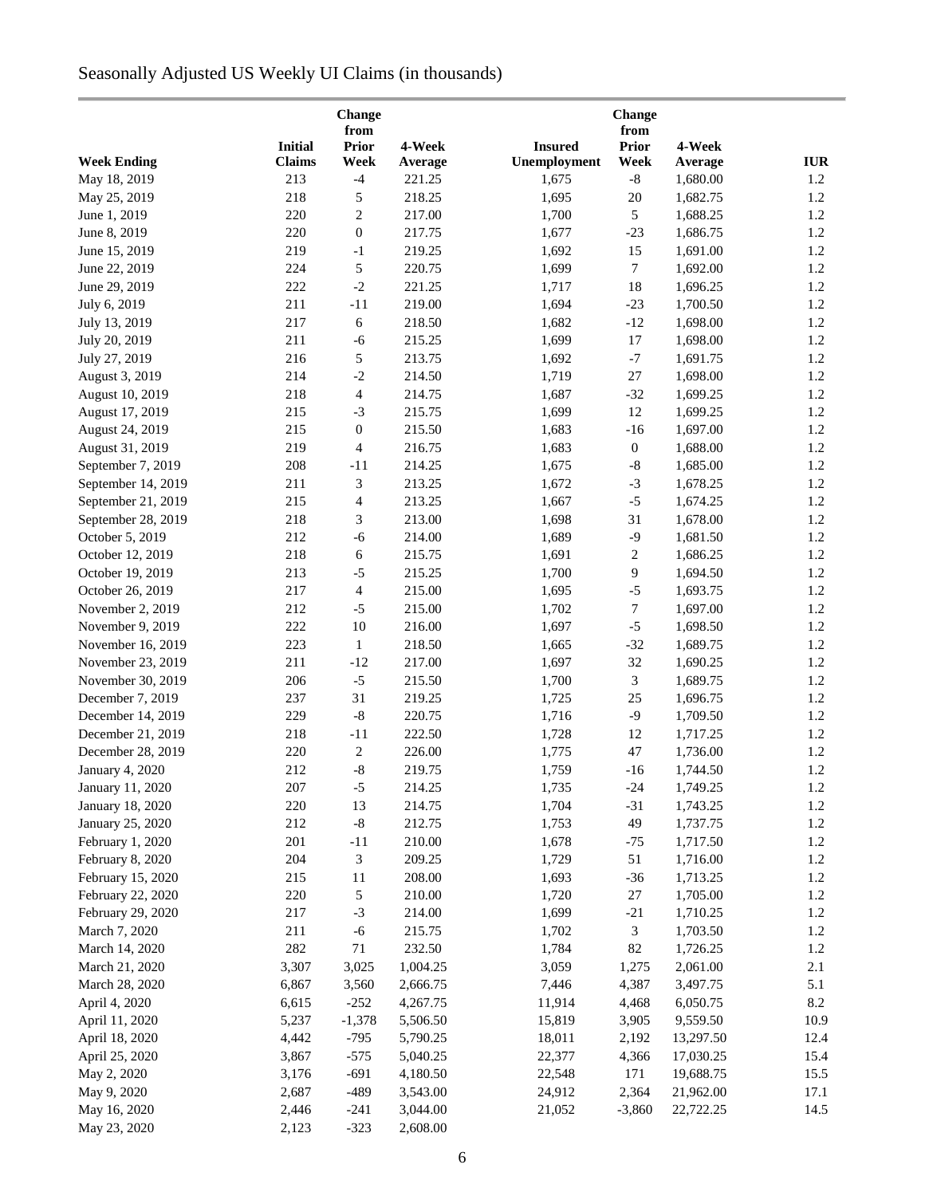# Seasonally Adjusted US Weekly UI Claims (in thousands)

| Week Ending | Initial Claims | Change from Prior Week | 4-Week Average | Insured Unemployment | Change from Prior Week | 4-Week Average | IUR |
|---|---|---|---|---|---|---|---|
| May 18, 2019 | 213 | -4 | 221.25 | 1,675 | -8 | 1,680.00 | 1.2 |
| May 25, 2019 | 218 | 5 | 218.25 | 1,695 | 20 | 1,682.75 | 1.2 |
| June 1, 2019 | 220 | 2 | 217.00 | 1,700 | 5 | 1,688.25 | 1.2 |
| June 8, 2019 | 220 | 0 | 217.75 | 1,677 | -23 | 1,686.75 | 1.2 |
| June 15, 2019 | 219 | -1 | 219.25 | 1,692 | 15 | 1,691.00 | 1.2 |
| June 22, 2019 | 224 | 5 | 220.75 | 1,699 | 7 | 1,692.00 | 1.2 |
| June 29, 2019 | 222 | -2 | 221.25 | 1,717 | 18 | 1,696.25 | 1.2 |
| July 6, 2019 | 211 | -11 | 219.00 | 1,694 | -23 | 1,700.50 | 1.2 |
| July 13, 2019 | 217 | 6 | 218.50 | 1,682 | -12 | 1,698.00 | 1.2 |
| July 20, 2019 | 211 | -6 | 215.25 | 1,699 | 17 | 1,698.00 | 1.2 |
| July 27, 2019 | 216 | 5 | 213.75 | 1,692 | -7 | 1,691.75 | 1.2 |
| August 3, 2019 | 214 | -2 | 214.50 | 1,719 | 27 | 1,698.00 | 1.2 |
| August 10, 2019 | 218 | 4 | 214.75 | 1,687 | -32 | 1,699.25 | 1.2 |
| August 17, 2019 | 215 | -3 | 215.75 | 1,699 | 12 | 1,699.25 | 1.2 |
| August 24, 2019 | 215 | 0 | 215.50 | 1,683 | -16 | 1,697.00 | 1.2 |
| August 31, 2019 | 219 | 4 | 216.75 | 1,683 | 0 | 1,688.00 | 1.2 |
| September 7, 2019 | 208 | -11 | 214.25 | 1,675 | -8 | 1,685.00 | 1.2 |
| September 14, 2019 | 211 | 3 | 213.25 | 1,672 | -3 | 1,678.25 | 1.2 |
| September 21, 2019 | 215 | 4 | 213.25 | 1,667 | -5 | 1,674.25 | 1.2 |
| September 28, 2019 | 218 | 3 | 213.00 | 1,698 | 31 | 1,678.00 | 1.2 |
| October 5, 2019 | 212 | -6 | 214.00 | 1,689 | -9 | 1,681.50 | 1.2 |
| October 12, 2019 | 218 | 6 | 215.75 | 1,691 | 2 | 1,686.25 | 1.2 |
| October 19, 2019 | 213 | -5 | 215.25 | 1,700 | 9 | 1,694.50 | 1.2 |
| October 26, 2019 | 217 | 4 | 215.00 | 1,695 | -5 | 1,693.75 | 1.2 |
| November 2, 2019 | 212 | -5 | 215.00 | 1,702 | 7 | 1,697.00 | 1.2 |
| November 9, 2019 | 222 | 10 | 216.00 | 1,697 | -5 | 1,698.50 | 1.2 |
| November 16, 2019 | 223 | 1 | 218.50 | 1,665 | -32 | 1,689.75 | 1.2 |
| November 23, 2019 | 211 | -12 | 217.00 | 1,697 | 32 | 1,690.25 | 1.2 |
| November 30, 2019 | 206 | -5 | 215.50 | 1,700 | 3 | 1,689.75 | 1.2 |
| December 7, 2019 | 237 | 31 | 219.25 | 1,725 | 25 | 1,696.75 | 1.2 |
| December 14, 2019 | 229 | -8 | 220.75 | 1,716 | -9 | 1,709.50 | 1.2 |
| December 21, 2019 | 218 | -11 | 222.50 | 1,728 | 12 | 1,717.25 | 1.2 |
| December 28, 2019 | 220 | 2 | 226.00 | 1,775 | 47 | 1,736.00 | 1.2 |
| January 4, 2020 | 212 | -8 | 219.75 | 1,759 | -16 | 1,744.50 | 1.2 |
| January 11, 2020 | 207 | -5 | 214.25 | 1,735 | -24 | 1,749.25 | 1.2 |
| January 18, 2020 | 220 | 13 | 214.75 | 1,704 | -31 | 1,743.25 | 1.2 |
| January 25, 2020 | 212 | -8 | 212.75 | 1,753 | 49 | 1,737.75 | 1.2 |
| February 1, 2020 | 201 | -11 | 210.00 | 1,678 | -75 | 1,717.50 | 1.2 |
| February 8, 2020 | 204 | 3 | 209.25 | 1,729 | 51 | 1,716.00 | 1.2 |
| February 15, 2020 | 215 | 11 | 208.00 | 1,693 | -36 | 1,713.25 | 1.2 |
| February 22, 2020 | 220 | 5 | 210.00 | 1,720 | 27 | 1,705.00 | 1.2 |
| February 29, 2020 | 217 | -3 | 214.00 | 1,699 | -21 | 1,710.25 | 1.2 |
| March 7, 2020 | 211 | -6 | 215.75 | 1,702 | 3 | 1,703.50 | 1.2 |
| March 14, 2020 | 282 | 71 | 232.50 | 1,784 | 82 | 1,726.25 | 1.2 |
| March 21, 2020 | 3,307 | 3,025 | 1,004.25 | 3,059 | 1,275 | 2,061.00 | 2.1 |
| March 28, 2020 | 6,867 | 3,560 | 2,666.75 | 7,446 | 4,387 | 3,497.75 | 5.1 |
| April 4, 2020 | 6,615 | -252 | 4,267.75 | 11,914 | 4,468 | 6,050.75 | 8.2 |
| April 11, 2020 | 5,237 | -1,378 | 5,506.50 | 15,819 | 3,905 | 9,559.50 | 10.9 |
| April 18, 2020 | 4,442 | -795 | 5,790.25 | 18,011 | 2,192 | 13,297.50 | 12.4 |
| April 25, 2020 | 3,867 | -575 | 5,040.25 | 22,377 | 4,366 | 17,030.25 | 15.4 |
| May 2, 2020 | 3,176 | -691 | 4,180.50 | 22,548 | 171 | 19,688.75 | 15.5 |
| May 9, 2020 | 2,687 | -489 | 3,543.00 | 24,912 | 2,364 | 21,962.00 | 17.1 |
| May 16, 2020 | 2,446 | -241 | 3,044.00 | 21,052 | -3,860 | 22,722.25 | 14.5 |
| May 23, 2020 | 2,123 | -323 | 2,608.00 | | | | |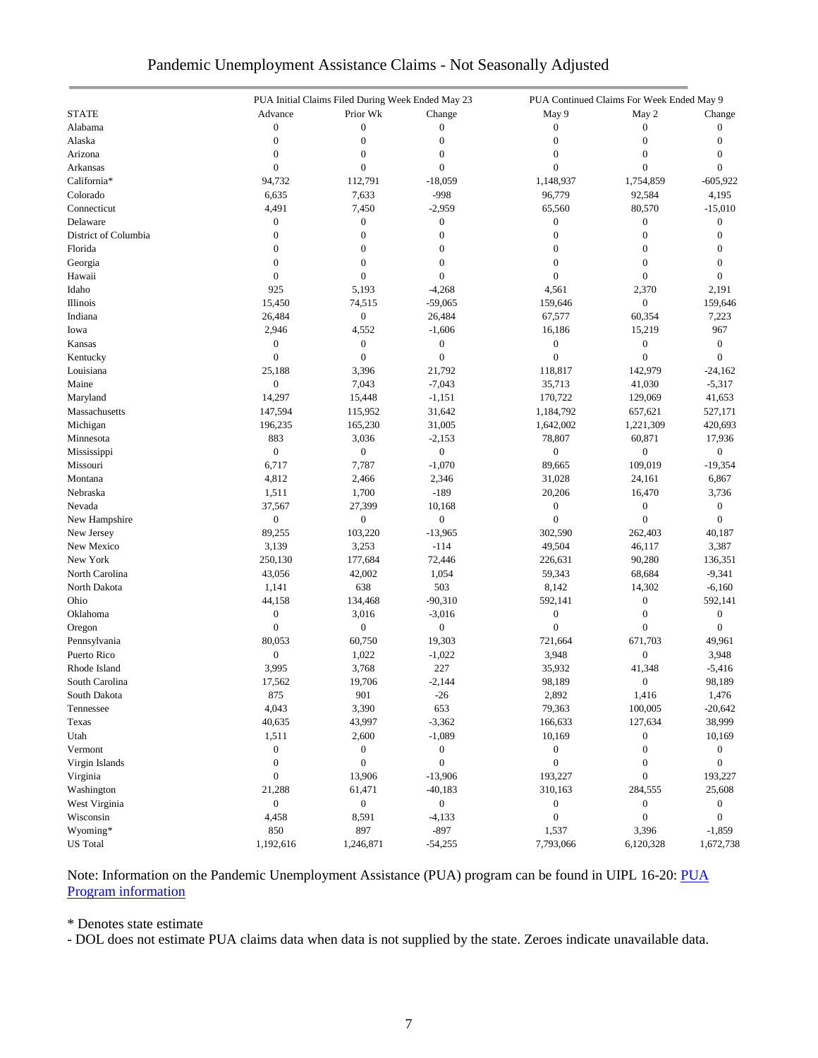# Pandemic Unemployment Assistance Claims - Not Seasonally Adjusted

| | PUA Initial Claims Filed During Week Ended May 23 | | | PUA Continued Claims For Week Ended May 9 | | |
|---|---|---|---|---|---|---|
| STATE | Advance | Prior Wk | Change | May 9 | May 2 | Change |
| Alabama | 0 | 0 | 0 | 0 | 0 | 0 |
| Alaska | 0 | 0 | 0 | 0 | 0 | 0 |
| Arizona | 0 | 0 | 0 | 0 | 0 | 0 |
| Arkansas | 0 | 0 | 0 | 0 | 0 | 0 |
| California* | 94,732 | 112,791 | -18,059 | 1,148,937 | 1,754,859 | -605,922 |
| Colorado | 6,635 | 7,633 | -998 | 96,779 | 92,584 | 4,195 |
| Connecticut | 4,491 | 7,450 | -2,959 | 65,560 | 80,570 | -15,010 |
| Delaware | 0 | 0 | 0 | 0 | 0 | 0 |
| District of Columbia | 0 | 0 | 0 | 0 | 0 | 0 |
| Florida | 0 | 0 | 0 | 0 | 0 | 0 |
| Georgia | 0 | 0 | 0 | 0 | 0 | 0 |
| Hawaii | 0 | 0 | 0 | 0 | 0 | 0 |
| Idaho | 925 | 5,193 | -4,268 | 4,561 | 2,370 | 2,191 |
| Illinois | 15,450 | 74,515 | -59,065 | 159,646 | 0 | 159,646 |
| Indiana | 26,484 | 0 | 26,484 | 67,577 | 60,354 | 7,223 |
| Iowa | 2,946 | 4,552 | -1,606 | 16,186 | 15,219 | 967 |
| Kansas | 0 | 0 | 0 | 0 | 0 | 0 |
| Kentucky | 0 | 0 | 0 | 0 | 0 | 0 |
| Louisiana | 25,188 | 3,396 | 21,792 | 118,817 | 142,979 | -24,162 |
| Maine | 0 | 7,043 | -7,043 | 35,713 | 41,030 | -5,317 |
| Maryland | 14,297 | 15,448 | -1,151 | 170,722 | 129,069 | 41,653 |
| Massachusetts | 147,594 | 115,952 | 31,642 | 1,184,792 | 657,621 | 527,171 |
| Michigan | 196,235 | 165,230 | 31,005 | 1,642,002 | 1,221,309 | 420,693 |
| Minnesota | 883 | 3,036 | -2,153 | 78,807 | 60,871 | 17,936 |
| Mississippi | 0 | 0 | 0 | 0 | 0 | 0 |
| Missouri | 6,717 | 7,787 | -1,070 | 89,665 | 109,019 | -19,354 |
| Montana | 4,812 | 2,466 | 2,346 | 31,028 | 24,161 | 6,867 |
| Nebraska | 1,511 | 1,700 | -189 | 20,206 | 16,470 | 3,736 |
| Nevada | 37,567 | 27,399 | 10,168 | 0 | 0 | 0 |
| New Hampshire | 0 | 0 | 0 | 0 | 0 | 0 |
| New Jersey | 89,255 | 103,220 | -13,965 | 302,590 | 262,403 | 40,187 |
| New Mexico | 3,139 | 3,253 | -114 | 49,504 | 46,117 | 3,387 |
| New York | 250,130 | 177,684 | 72,446 | 226,631 | 90,280 | 136,351 |
| North Carolina | 43,056 | 42,002 | 1,054 | 59,343 | 68,684 | -9,341 |
| North Dakota | 1,141 | 638 | 503 | 8,142 | 14,302 | -6,160 |
| Ohio | 44,158 | 134,468 | -90,310 | 592,141 | 0 | 592,141 |
| Oklahoma | 0 | 3,016 | -3,016 | 0 | 0 | 0 |
| Oregon | 0 | 0 | 0 | 0 | 0 | 0 |
| Pennsylvania | 80,053 | 60,750 | 19,303 | 721,664 | 671,703 | 49,961 |
| Puerto Rico | 0 | 1,022 | -1,022 | 3,948 | 0 | 3,948 |
| Rhode Island | 3,995 | 3,768 | 227 | 35,932 | 41,348 | -5,416 |
| South Carolina | 17,562 | 19,706 | -2,144 | 98,189 | 0 | 98,189 |
| South Dakota | 875 | 901 | -26 | 2,892 | 1,416 | 1,476 |
| Tennessee | 4,043 | 3,390 | 653 | 79,363 | 100,005 | -20,642 |
| Texas | 40,635 | 43,997 | -3,362 | 166,633 | 127,634 | 38,999 |
| Utah | 1,511 | 2,600 | -1,089 | 10,169 | 0 | 10,169 |
| Vermont | 0 | 0 | 0 | 0 | 0 | 0 |
| Virgin Islands | 0 | 0 | 0 | 0 | 0 | 0 |
| Virginia | 0 | 13,906 | -13,906 | 193,227 | 0 | 193,227 |
| Washington | 21,288 | 61,471 | -40,183 | 310,163 | 284,555 | 25,608 |
| West Virginia | 0 | 0 | 0 | 0 | 0 | 0 |
| Wisconsin | 4,458 | 8,591 | -4,133 | 0 | 0 | 0 |
| Wyoming* | 850 | 897 | -897 | 1,537 | 3,396 | -1,859 |
| US Total | 1,192,616 | 1,246,871 | -54,255 | 7,793,066 | 6,120,328 | 1,672,738 |

Note: Information on the Pandemic Unemployment Assistance (PUA) program can be found in UIPL 16-20: [PUA Program information]

\* Denotes state estimate

- DOL does not estimate PUA claims data when data is not supplied by the state. Zeroes indicate unavailable data.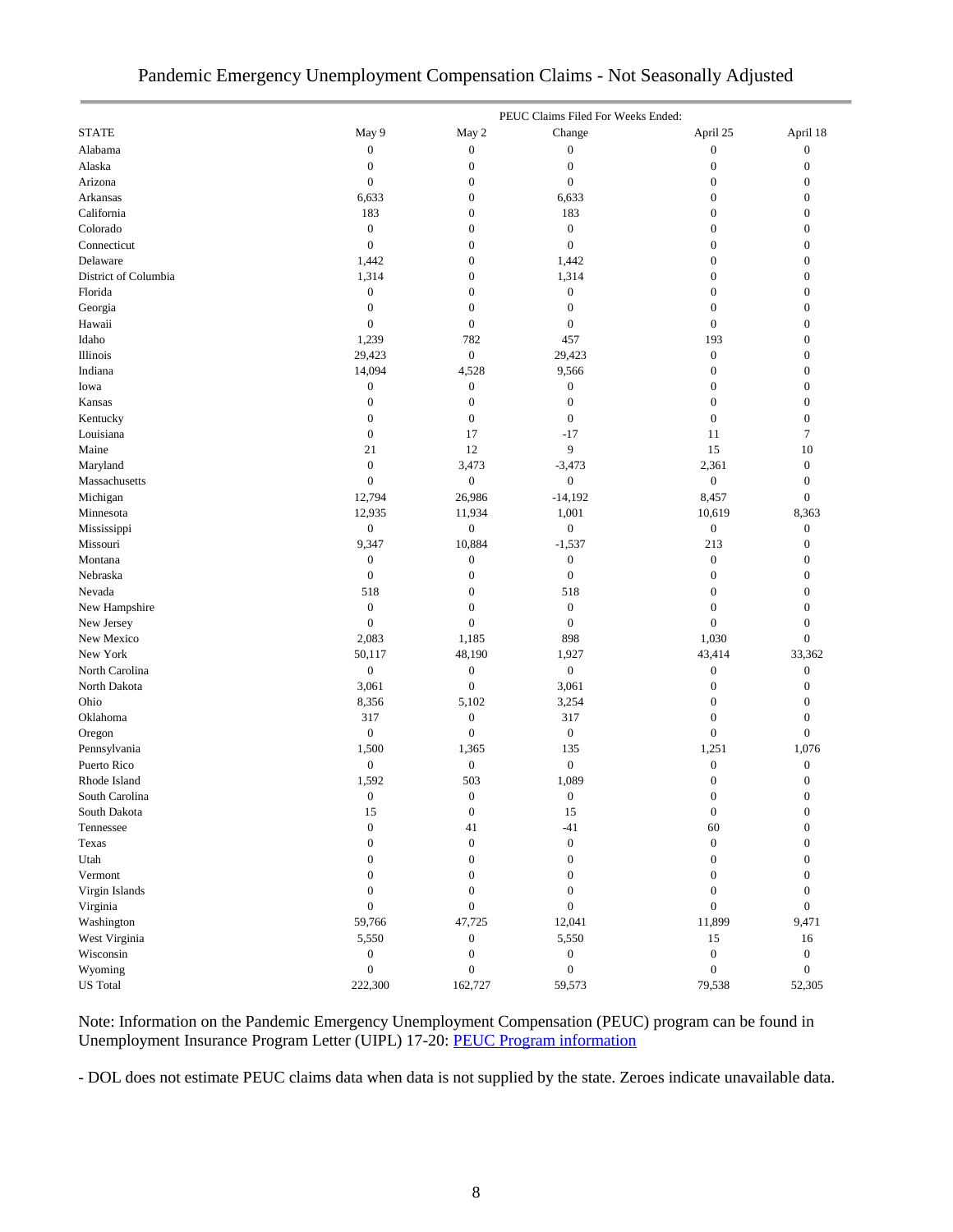# Pandemic Emergency Unemployment Compensation Claims - Not Seasonally Adjusted

| | PEUC Claims Filed For Weeks Ended: | | | | |
|---|---|---|---|---|---|
| STATE | May 9 | May 2 | Change | April 25 | April 18 |
| Alabama | 0 | 0 | 0 | 0 | 0 |
| Alaska | 0 | 0 | 0 | 0 | 0 |
| Arizona | 0 | 0 | 0 | 0 | 0 |
| Arkansas | 6,633 | 0 | 6,633 | 0 | 0 |
| California | 183 | 0 | 183 | 0 | 0 |
| Colorado | 0 | 0 | 0 | 0 | 0 |
| Connecticut | 0 | 0 | 0 | 0 | 0 |
| Delaware | 1,442 | 0 | 1,442 | 0 | 0 |
| District of Columbia | 1,314 | 0 | 1,314 | 0 | 0 |
| Florida | 0 | 0 | 0 | 0 | 0 |
| Georgia | 0 | 0 | 0 | 0 | 0 |
| Hawaii | 0 | 0 | 0 | 0 | 0 |
| Idaho | 1,239 | 782 | 457 | 193 | 0 |
| Illinois | 29,423 | 0 | 29,423 | 0 | 0 |
| Indiana | 14,094 | 4,528 | 9,566 | 0 | 0 |
| Iowa | 0 | 0 | 0 | 0 | 0 |
| Kansas | 0 | 0 | 0 | 0 | 0 |
| Kentucky | 0 | 0 | 0 | 0 | 0 |
| Louisiana | 0 | 17 | -17 | 11 | 7 |
| Maine | 21 | 12 | 9 | 15 | 10 |
| Maryland | 0 | 3,473 | -3,473 | 2,361 | 0 |
| Massachusetts | 0 | 0 | 0 | 0 | 0 |
| Michigan | 12,794 | 26,986 | -14,192 | 8,457 | 0 |
| Minnesota | 12,935 | 11,934 | 1,001 | 10,619 | 8,363 |
| Mississippi | 0 | 0 | 0 | 0 | 0 |
| Missouri | 9,347 | 10,884 | -1,537 | 213 | 0 |
| Montana | 0 | 0 | 0 | 0 | 0 |
| Nebraska | 0 | 0 | 0 | 0 | 0 |
| Nevada | 518 | 0 | 518 | 0 | 0 |
| New Hampshire | 0 | 0 | 0 | 0 | 0 |
| New Jersey | 0 | 0 | 0 | 0 | 0 |
| New Mexico | 2,083 | 1,185 | 898 | 1,030 | 0 |
| New York | 50,117 | 48,190 | 1,927 | 43,414 | 33,362 |
| North Carolina | 0 | 0 | 0 | 0 | 0 |
| North Dakota | 3,061 | 0 | 3,061 | 0 | 0 |
| Ohio | 8,356 | 5,102 | 3,254 | 0 | 0 |
| Oklahoma | 317 | 0 | 317 | 0 | 0 |
| Oregon | 0 | 0 | 0 | 0 | 0 |
| Pennsylvania | 1,500 | 1,365 | 135 | 1,251 | 1,076 |
| Puerto Rico | 0 | 0 | 0 | 0 | 0 |
| Rhode Island | 1,592 | 503 | 1,089 | 0 | 0 |
| South Carolina | 0 | 0 | 0 | 0 | 0 |
| South Dakota | 15 | 0 | 15 | 0 | 0 |
| Tennessee | 0 | 41 | -41 | 60 | 0 |
| Texas | 0 | 0 | 0 | 0 | 0 |
| Utah | 0 | 0 | 0 | 0 | 0 |
| Vermont | 0 | 0 | 0 | 0 | 0 |
| Virgin Islands | 0 | 0 | 0 | 0 | 0 |
| Virginia | 0 | 0 | 0 | 0 | 0 |
| Washington | 59,766 | 47,725 | 12,041 | 11,899 | 9,471 |
| West Virginia | 5,550 | 0 | 5,550 | 15 | 16 |
| Wisconsin | 0 | 0 | 0 | 0 | 0 |
| Wyoming | 0 | 0 | 0 | 0 | 0 |
| US Total | 222,300 | 162,727 | 59,573 | 79,538 | 52,305 |

Note: Information on the Pandemic Emergency Unemployment Compensation (PEUC) program can be found in Unemployment Insurance Program Letter (UIPL) 17-20: PEUC Program information

- DOL does not estimate PEUC claims data when data is not supplied by the state. Zeroes indicate unavailable data.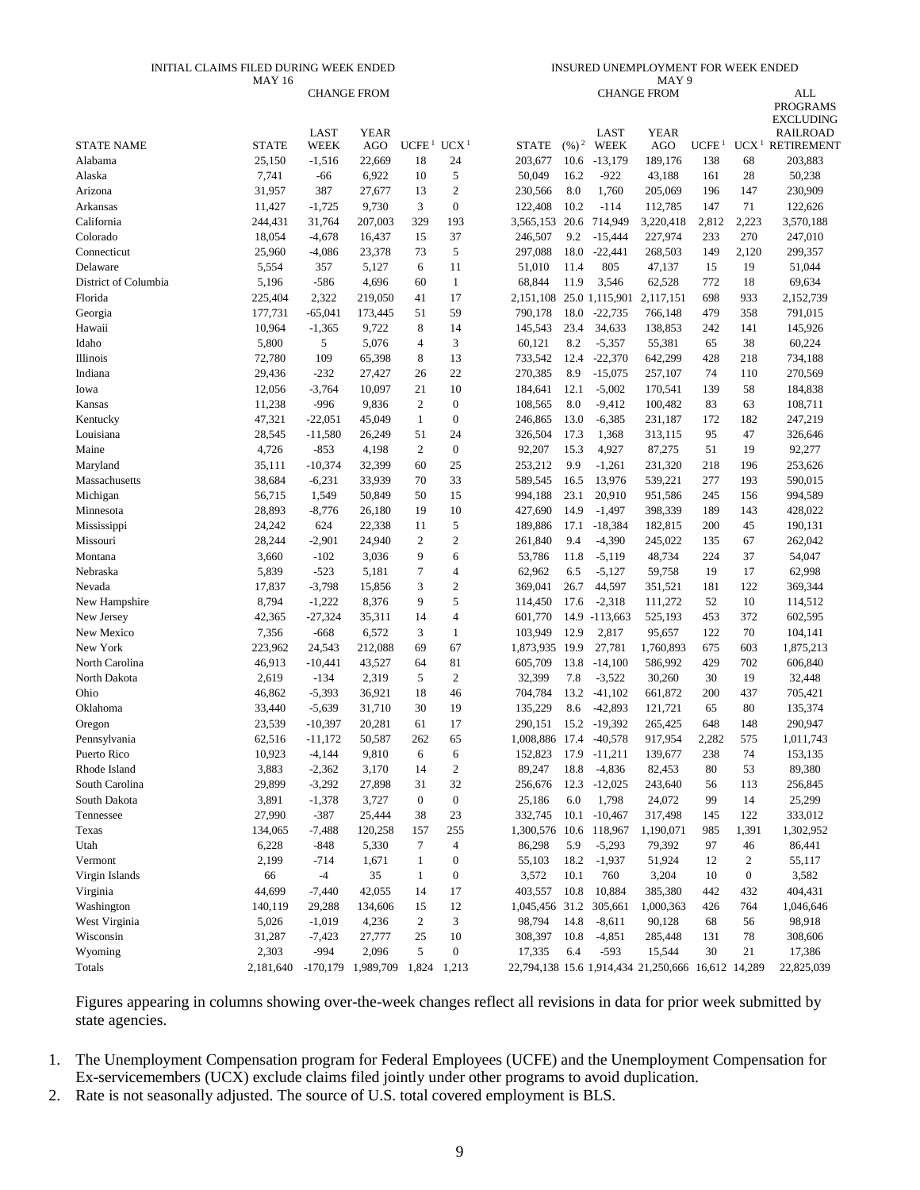| | INITIAL CLAIMS FILED DURING WEEK ENDED MAY 16 | | | | | INSURED UNEMPLOYMENT FOR WEEK ENDED MAY 9 | | | | | | | |
|---|---|---|---|---|---|---|---|---|---|---|---|---|---|
| | | CHANGE FROM | | | | | | CHANGE FROM | | | | | ALL PROGRAMS EXCLUDING RAILROAD |
| STATE NAME | STATE | LAST WEEK | YEAR AGO | UCFE [1] | UCX [1] | STATE | (%) [2] | LAST WEEK | YEAR AGO | UCFE [1] | UCX [1] | RETIREMENT |
| Alabama | 25,150 | -1,516 | 22,669 | 18 | 24 | 203,677 | 10.6 | -13,179 | 189,176 | 138 | 68 | 203,883 |
| Alaska | 7,741 | -66 | 6,922 | 10 | 5 | 50,049 | 16.2 | -922 | 43,188 | 161 | 28 | 50,238 |
| Arizona | 31,957 | 387 | 27,677 | 13 | 2 | 230,566 | 8.0 | 1,760 | 205,069 | 196 | 147 | 230,909 |
| Arkansas | 11,427 | -1,725 | 9,730 | 3 | 0 | 122,408 | 10.2 | -114 | 112,785 | 147 | 71 | 122,626 |
| California | 244,431 | 31,764 | 207,003 | 329 | 193 | 3,565,153 | 20.6 | 714,949 | 3,220,418 | 2,812 | 2,223 | 3,570,188 |
| Colorado | 18,054 | -4,678 | 16,437 | 15 | 37 | 246,507 | 9.2 | -15,444 | 227,974 | 233 | 270 | 247,010 |
| Connecticut | 25,960 | -4,086 | 23,378 | 73 | 5 | 297,088 | 18.0 | -22,441 | 268,503 | 149 | 2,120 | 299,357 |
| Delaware | 5,554 | 357 | 5,127 | 6 | 11 | 51,010 | 11.4 | 805 | 47,137 | 15 | 19 | 51,044 |
| District of Columbia | 5,196 | -586 | 4,696 | 60 | 1 | 68,844 | 11.9 | 3,546 | 62,528 | 772 | 18 | 69,634 |
| Florida | 225,404 | 2,322 | 219,050 | 41 | 17 | 2,151,108 | 25.0 | 1,115,901 | 2,117,151 | 698 | 933 | 2,152,739 |
| Georgia | 177,731 | -65,041 | 173,445 | 51 | 59 | 790,178 | 18.0 | -22,735 | 766,148 | 479 | 358 | 791,015 |
| Hawaii | 10,964 | -1,365 | 9,722 | 8 | 14 | 145,543 | 23.4 | 34,633 | 138,853 | 242 | 141 | 145,926 |
| Idaho | 5,800 | 5 | 5,076 | 4 | 3 | 60,121 | 8.2 | -5,357 | 55,381 | 65 | 38 | 60,224 |
| Illinois | 72,780 | 109 | 65,398 | 8 | 13 | 733,542 | 12.4 | -22,370 | 642,299 | 428 | 218 | 734,188 |
| Indiana | 29,436 | -232 | 27,427 | 26 | 22 | 270,385 | 8.9 | -15,075 | 257,107 | 74 | 110 | 270,569 |
| Iowa | 12,056 | -3,764 | 10,097 | 21 | 10 | 184,641 | 12.1 | -5,002 | 170,541 | 139 | 58 | 184,838 |
| Kansas | 11,238 | -996 | 9,836 | 2 | 0 | 108,565 | 8.0 | -9,412 | 100,482 | 83 | 63 | 108,711 |
| Kentucky | 47,321 | -22,051 | 45,049 | 1 | 0 | 246,865 | 13.0 | -6,385 | 231,187 | 172 | 182 | 247,219 |
| Louisiana | 28,545 | -11,580 | 26,249 | 51 | 24 | 326,504 | 17.3 | 1,368 | 313,115 | 95 | 47 | 326,646 |
| Maine | 4,726 | -853 | 4,198 | 2 | 0 | 92,207 | 15.3 | 4,927 | 87,275 | 51 | 19 | 92,277 |
| Maryland | 35,111 | -10,374 | 32,399 | 60 | 25 | 253,212 | 9.9 | -1,261 | 231,320 | 218 | 196 | 253,626 |
| Massachusetts | 38,684 | -6,231 | 33,939 | 70 | 33 | 589,545 | 16.5 | 13,976 | 539,221 | 277 | 193 | 590,015 |
| Michigan | 56,715 | 1,549 | 50,849 | 50 | 15 | 994,188 | 23.1 | 20,910 | 951,586 | 245 | 156 | 994,589 |
| Minnesota | 28,893 | -8,776 | 26,180 | 19 | 10 | 427,690 | 14.9 | -1,497 | 398,339 | 189 | 143 | 428,022 |
| Mississippi | 24,242 | 624 | 22,338 | 11 | 5 | 189,886 | 17.1 | -18,384 | 182,815 | 200 | 45 | 190,131 |
| Missouri | 28,244 | -2,901 | 24,940 | 2 | 2 | 261,840 | 9.4 | -4,390 | 245,022 | 135 | 67 | 262,042 |
| Montana | 3,660 | -102 | 3,036 | 9 | 6 | 53,786 | 11.8 | -5,119 | 48,734 | 224 | 37 | 54,047 |
| Nebraska | 5,839 | -523 | 5,181 | 7 | 4 | 62,962 | 6.5 | -5,127 | 59,758 | 19 | 17 | 62,998 |
| Nevada | 17,837 | -3,798 | 15,856 | 3 | 2 | 369,041 | 26.7 | 44,597 | 351,521 | 181 | 122 | 369,344 |
| New Hampshire | 8,794 | -1,222 | 8,376 | 9 | 5 | 114,450 | 17.6 | -2,318 | 111,272 | 52 | 10 | 114,512 |
| New Jersey | 42,365 | -27,324 | 35,311 | 14 | 4 | 601,770 | 14.9 | -113,663 | 525,193 | 453 | 372 | 602,595 |
| New Mexico | 7,356 | -668 | 6,572 | 3 | 1 | 103,949 | 12.9 | 2,817 | 95,657 | 122 | 70 | 104,141 |
| New York | 223,962 | 24,543 | 212,088 | 69 | 67 | 1,873,935 | 19.9 | 27,781 | 1,760,893 | 675 | 603 | 1,875,213 |
| North Carolina | 46,913 | -10,441 | 43,527 | 64 | 81 | 605,709 | 13.8 | -14,100 | 586,992 | 429 | 702 | 606,840 |
| North Dakota | 2,619 | -134 | 2,319 | 5 | 2 | 32,399 | 7.8 | -3,522 | 30,260 | 30 | 19 | 32,448 |
| Ohio | 46,862 | -5,393 | 36,921 | 18 | 46 | 704,784 | 13.2 | -41,102 | 661,872 | 200 | 437 | 705,421 |
| Oklahoma | 33,440 | -5,639 | 31,710 | 30 | 19 | 135,229 | 8.6 | -42,893 | 121,721 | 65 | 80 | 135,374 |
| Oregon | 23,539 | -10,397 | 20,281 | 61 | 17 | 290,151 | 15.2 | -19,392 | 265,425 | 648 | 148 | 290,947 |
| Pennsylvania | 62,516 | -11,172 | 50,587 | 262 | 65 | 1,008,886 | 17.4 | -40,578 | 917,954 | 2,282 | 575 | 1,011,743 |
| Puerto Rico | 10,923 | -4,144 | 9,810 | 6 | 6 | 152,823 | 17.9 | -11,211 | 139,677 | 238 | 74 | 153,135 |
| Rhode Island | 3,883 | -2,362 | 3,170 | 14 | 2 | 89,247 | 18.8 | -4,836 | 82,453 | 80 | 53 | 89,380 |
| South Carolina | 29,899 | -3,292 | 27,898 | 31 | 32 | 256,676 | 12.3 | -12,025 | 243,640 | 56 | 113 | 256,845 |
| South Dakota | 3,891 | -1,378 | 3,727 | 0 | 0 | 25,186 | 6.0 | 1,798 | 24,072 | 99 | 14 | 25,299 |
| Tennessee | 27,990 | -387 | 25,444 | 38 | 23 | 332,745 | 10.1 | -10,467 | 317,498 | 145 | 122 | 333,012 |
| Texas | 134,065 | -7,488 | 120,258 | 157 | 255 | 1,300,576 | 10.6 | 118,967 | 1,190,071 | 985 | 1,391 | 1,302,952 |
| Utah | 6,228 | -848 | 5,330 | 7 | 4 | 86,298 | 5.9 | -5,293 | 79,392 | 97 | 46 | 86,441 |
| Vermont | 2,199 | -714 | 1,671 | 1 | 0 | 55,103 | 18.2 | -1,937 | 51,924 | 12 | 2 | 55,117 |
| Virgin Islands | 66 | -4 | 35 | 1 | 0 | 3,572 | 10.1 | 760 | 3,204 | 10 | 0 | 3,582 |
| Virginia | 44,699 | -7,440 | 42,055 | 14 | 17 | 403,557 | 10.8 | 10,884 | 385,380 | 442 | 432 | 404,431 |
| Washington | 140,119 | 29,288 | 134,606 | 15 | 12 | 1,045,456 | 31.2 | 305,661 | 1,000,363 | 426 | 764 | 1,046,646 |
| West Virginia | 5,026 | -1,019 | 4,236 | 2 | 3 | 98,794 | 14.8 | -8,611 | 90,128 | 68 | 56 | 98,918 |
| Wisconsin | 31,287 | -7,423 | 27,777 | 25 | 10 | 308,397 | 10.8 | -4,851 | 285,448 | 131 | 78 | 308,606 |
| Wyoming | 2,303 | -994 | 2,096 | 5 | 0 | 17,335 | 6.4 | -593 | 15,544 | 30 | 21 | 17,386 |
| Totals | 2,181,640 | -170,179 | 1,989,709 | 1,824 | 1,213 | 22,794,138 | 15.6 | 1,914,434 | 21,250,666 | 16,612 | 14,289 | 22,825,039 |

Figures appearing in columns showing over-the-week changes reflect all revisions in data for prior week submitted by state agencies.

1. The Unemployment Compensation program for Federal Employees (UCFE) and the Unemployment Compensation for Ex-servicemembers (UCX) exclude claims filed jointly under other programs to avoid duplication.
2. Rate is not seasonally adjusted. The source of U.S. total covered employment is BLS.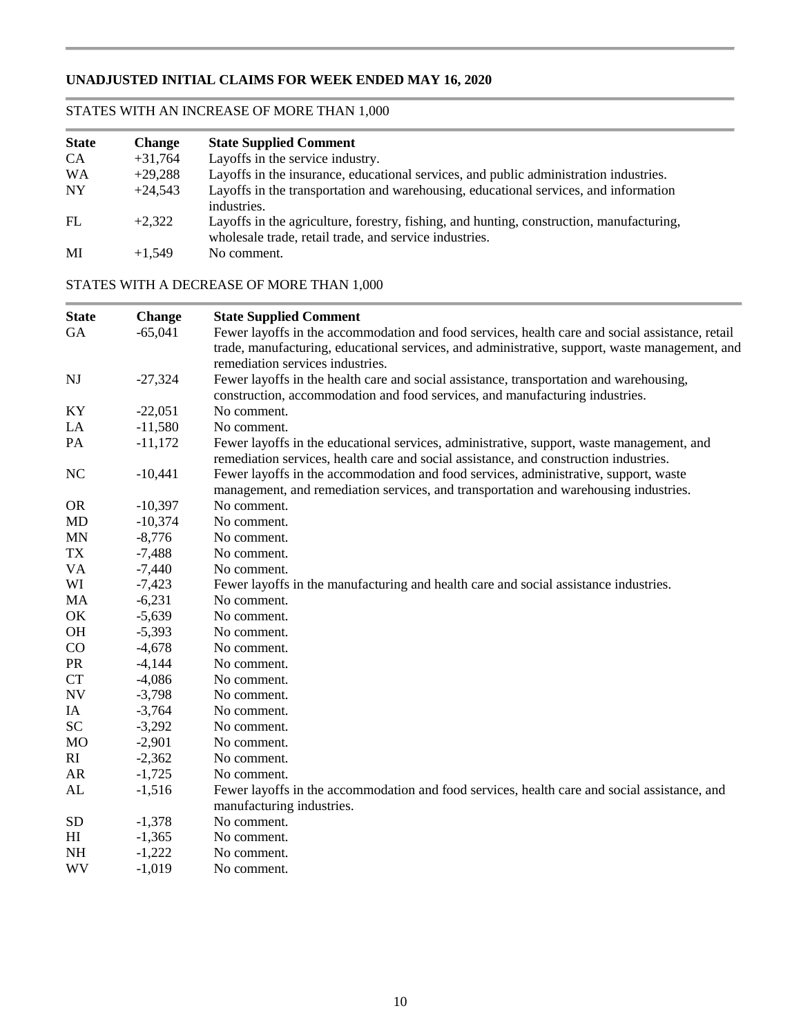## UNADJUSTED INITIAL CLAIMS FOR WEEK ENDED MAY 16, 2020

### STATES WITH AN INCREASE OF MORE THAN 1,000

| State | Change | State Supplied Comment |
|---|---|---|
| CA | +31,764 | Layoffs in the service industry. |
| WA | +29,288 | Layoffs in the insurance, educational services, and public administration industries. |
| NY | +24,543 | Layoffs in the transportation and warehousing, educational services, and information industries. |
| FL | +2,322 | Layoffs in the agriculture, forestry, fishing, and hunting, construction, manufacturing, wholesale trade, retail trade, and service industries. |
| MI | +1,549 | No comment. |

### STATES WITH A DECREASE OF MORE THAN 1,000

| State | Change | State Supplied Comment |
|---|---|---|
| GA | -65,041 | Fewer layoffs in the accommodation and food services, health care and social assistance, retail trade, manufacturing, educational services, and administrative, support, waste management, and remediation services industries. |
| NJ | -27,324 | Fewer layoffs in the health care and social assistance, transportation and warehousing, construction, accommodation and food services, and manufacturing industries. |
| KY | -22,051 | No comment. |
| LA | -11,580 | No comment. |
| PA | -11,172 | Fewer layoffs in the educational services, administrative, support, waste management, and remediation services, health care and social assistance, and construction industries. |
| NC | -10,441 | Fewer layoffs in the accommodation and food services, administrative, support, waste management, and remediation services, and transportation and warehousing industries. |
| OR | -10,397 | No comment. |
| MD | -10,374 | No comment. |
| MN | -8,776 | No comment. |
| TX | -7,488 | No comment. |
| VA | -7,440 | No comment. |
| WI | -7,423 | Fewer layoffs in the manufacturing and health care and social assistance industries. |
| MA | -6,231 | No comment. |
| OK | -5,639 | No comment. |
| OH | -5,393 | No comment. |
| CO | -4,678 | No comment. |
| PR | -4,144 | No comment. |
| CT | -4,086 | No comment. |
| NV | -3,798 | No comment. |
| IA | -3,764 | No comment. |
| SC | -3,292 | No comment. |
| MO | -2,901 | No comment. |
| RI | -2,362 | No comment. |
| AR | -1,725 | No comment. |
| AL | -1,516 | Fewer layoffs in the accommodation and food services, health care and social assistance, and manufacturing industries. |
| SD | -1,378 | No comment. |
| HI | -1,365 | No comment. |
| NH | -1,222 | No comment. |
| WV | -1,019 | No comment. |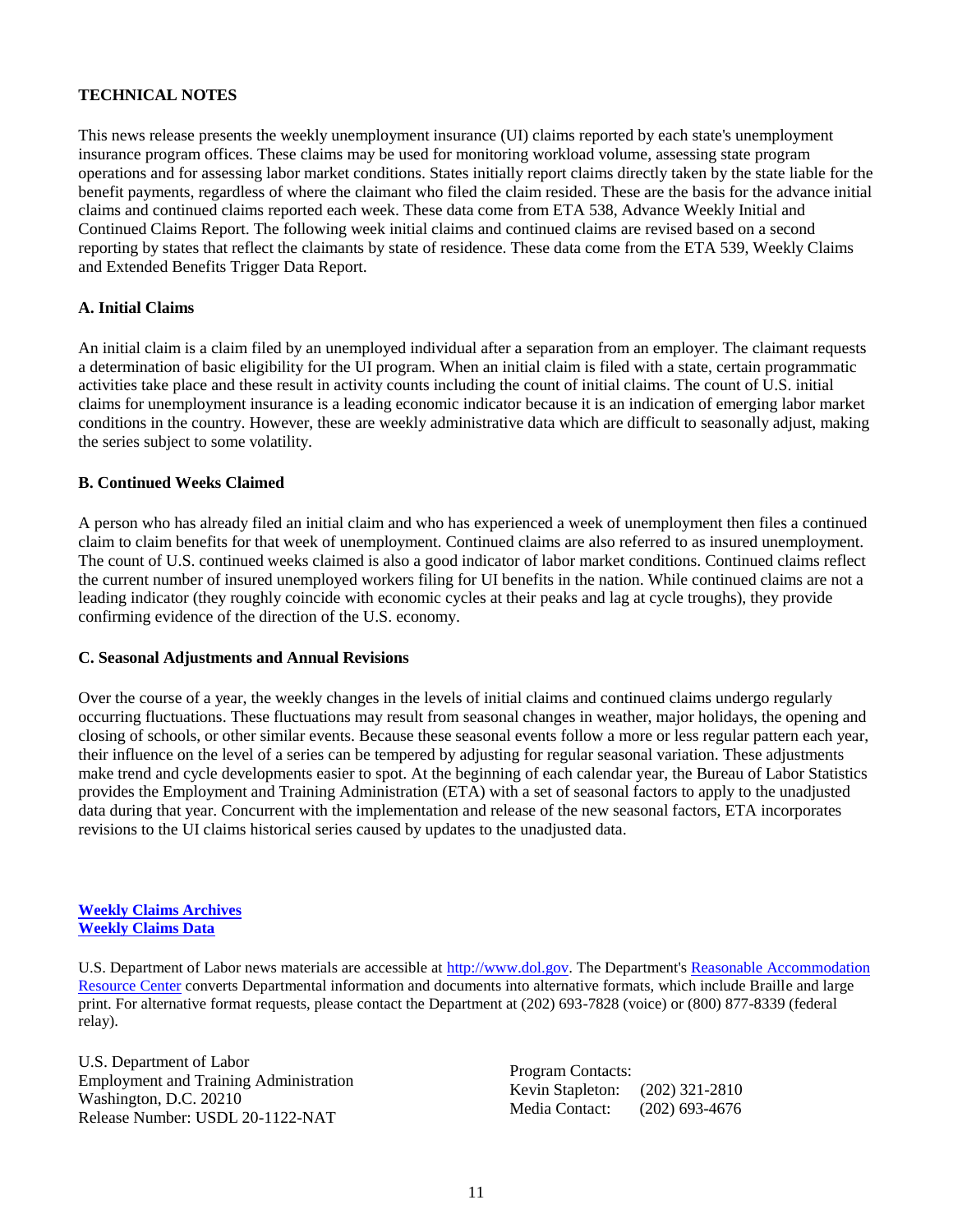## TECHNICAL NOTES

This news release presents the weekly unemployment insurance (UI) claims reported by each state's unemployment insurance program offices. These claims may be used for monitoring workload volume, assessing state program operations and for assessing labor market conditions. States initially report claims directly taken by the state liable for the benefit payments, regardless of where the claimant who filed the claim resided. These are the basis for the advance initial claims and continued claims reported each week. These data come from ETA 538, Advance Weekly Initial and Continued Claims Report. The following week initial claims and continued claims are revised based on a second reporting by states that reflect the claimants by state of residence. These data come from the ETA 539, Weekly Claims and Extended Benefits Trigger Data Report.

### A. Initial Claims

An initial claim is a claim filed by an unemployed individual after a separation from an employer. The claimant requests a determination of basic eligibility for the UI program. When an initial claim is filed with a state, certain programmatic activities take place and these result in activity counts including the count of initial claims. The count of U.S. initial claims for unemployment insurance is a leading economic indicator because it is an indication of emerging labor market conditions in the country. However, these are weekly administrative data which are difficult to seasonally adjust, making the series subject to some volatility.

### B. Continued Weeks Claimed

A person who has already filed an initial claim and who has experienced a week of unemployment then files a continued claim to claim benefits for that week of unemployment. Continued claims are also referred to as insured unemployment. The count of U.S. continued weeks claimed is also a good indicator of labor market conditions. Continued claims reflect the current number of insured unemployed workers filing for UI benefits in the nation. While continued claims are not a leading indicator (they roughly coincide with economic cycles at their peaks and lag at cycle troughs), they provide confirming evidence of the direction of the U.S. economy.

### C. Seasonal Adjustments and Annual Revisions

Over the course of a year, the weekly changes in the levels of initial claims and continued claims undergo regularly occurring fluctuations. These fluctuations may result from seasonal changes in weather, major holidays, the opening and closing of schools, or other similar events. Because these seasonal events follow a more or less regular pattern each year, their influence on the level of a series can be tempered by adjusting for regular seasonal variation. These adjustments make trend and cycle developments easier to spot. At the beginning of each calendar year, the Bureau of Labor Statistics provides the Employment and Training Administration (ETA) with a set of seasonal factors to apply to the unadjusted data during that year. Concurrent with the implementation and release of the new seasonal factors, ETA incorporates revisions to the UI claims historical series caused by updates to the unadjusted data.

**Weekly Claims Archives**
**Weekly Claims Data**

U.S. Department of Labor news materials are accessible at http://www.dol.gov. The Department's Reasonable Accommodation Resource Center converts Departmental information and documents into alternative formats, which include Braille and large print. For alternative format requests, please contact the Department at (202) 693-7828 (voice) or (800) 877-8339 (federal relay).

U.S. Department of Labor
Employment and Training Administration
Washington, D.C. 20210
Release Number: USDL 20-1122-NAT

Program Contacts:
Kevin Stapleton: (202) 321-2810
Media Contact: (202) 693-4676